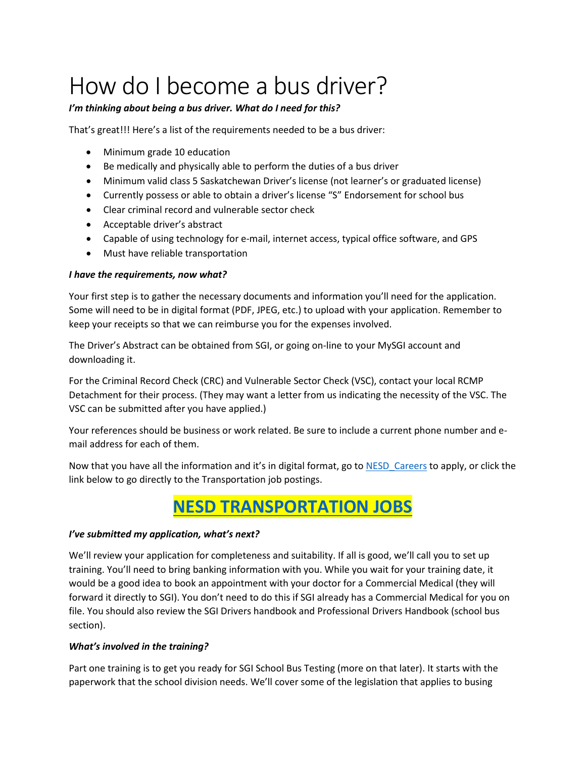# How do I become a bus driver?

***I'm thinking about being a bus driver. What do I need for this?***

That's great!!! Here's a list of the requirements needed to be a bus driver:

- Minimum grade 10 education
- Be medically and physically able to perform the duties of a bus driver
- Minimum valid class 5 Saskatchewan Driver's license (not learner's or graduated license)
- Currently possess or able to obtain a driver's license "S" Endorsement for school bus
- Clear criminal record and vulnerable sector check
- Acceptable driver's abstract
- Capable of using technology for e-mail, internet access, typical office software, and GPS
- Must have reliable transportation

***I have the requirements, now what?***

Your first step is to gather the necessary documents and information you'll need for the application. Some will need to be in digital format (PDF, JPEG, etc.) to upload with your application. Remember to keep your receipts so that we can reimburse you for the expenses involved.

The Driver's Abstract can be obtained from SGI, or going on-line to your MySGI account and downloading it.

For the Criminal Record Check (CRC) and Vulnerable Sector Check (VSC), contact your local RCMP Detachment for their process. (They may want a letter from us indicating the necessity of the VSC. The VSC can be submitted after you have applied.)

Your references should be business or work related. Be sure to include a current phone number and e-mail address for each of them.

Now that you have all the information and it's in digital format, go to NESD_Careers to apply, or click the link below to go directly to the Transportation job postings.

## NESD TRANSPORTATION JOBS

***I've submitted my application, what's next?***

We'll review your application for completeness and suitability. If all is good, we'll call you to set up training. You'll need to bring banking information with you. While you wait for your training date, it would be a good idea to book an appointment with your doctor for a Commercial Medical (they will forward it directly to SGI). You don't need to do this if SGI already has a Commercial Medical for you on file. You should also review the SGI Drivers handbook and Professional Drivers Handbook (school bus section).

***What's involved in the training?***

Part one training is to get you ready for SGI School Bus Testing (more on that later). It starts with the paperwork that the school division needs. We'll cover some of the legislation that applies to busing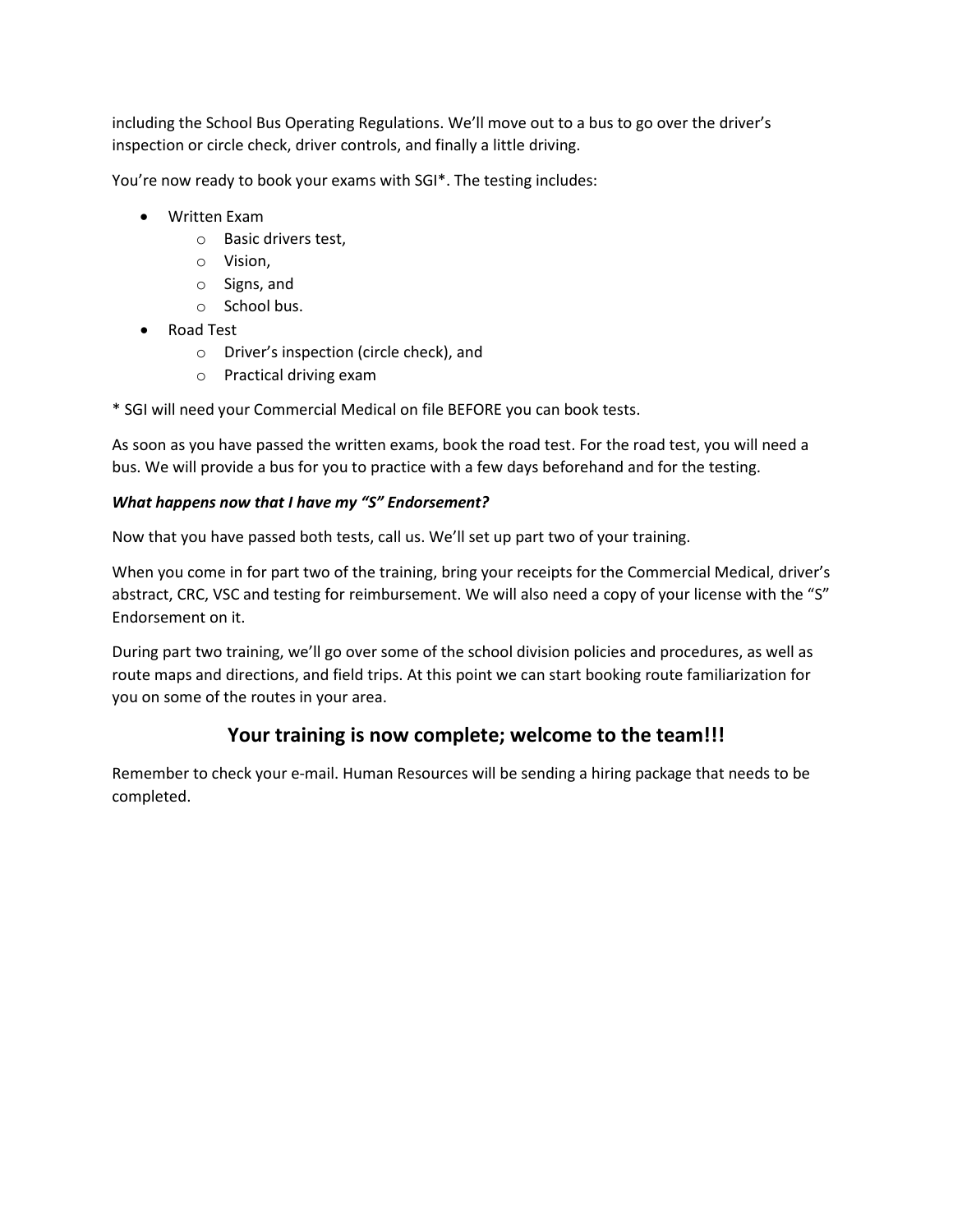including the School Bus Operating Regulations. We'll move out to a bus to go over the driver's inspection or circle check, driver controls, and finally a little driving.

You're now ready to book your exams with SGI*. The testing includes:

- Written Exam
  - Basic drivers test,
  - Vision,
  - Signs, and
  - School bus.
- Road Test
  - Driver's inspection (circle check), and
  - Practical driving exam

* SGI will need your Commercial Medical on file BEFORE you can book tests.

As soon as you have passed the written exams, book the road test. For the road test, you will need a bus. We will provide a bus for you to practice with a few days beforehand and for the testing.

***What happens now that I have my "S" Endorsement?***

Now that you have passed both tests, call us. We'll set up part two of your training.

When you come in for part two of the training, bring your receipts for the Commercial Medical, driver's abstract, CRC, VSC and testing for reimbursement. We will also need a copy of your license with the "S" Endorsement on it.

During part two training, we'll go over some of the school division policies and procedures, as well as route maps and directions, and field trips. At this point we can start booking route familiarization for you on some of the routes in your area.

## Your training is now complete; welcome to the team!!!

Remember to check your e-mail. Human Resources will be sending a hiring package that needs to be completed.